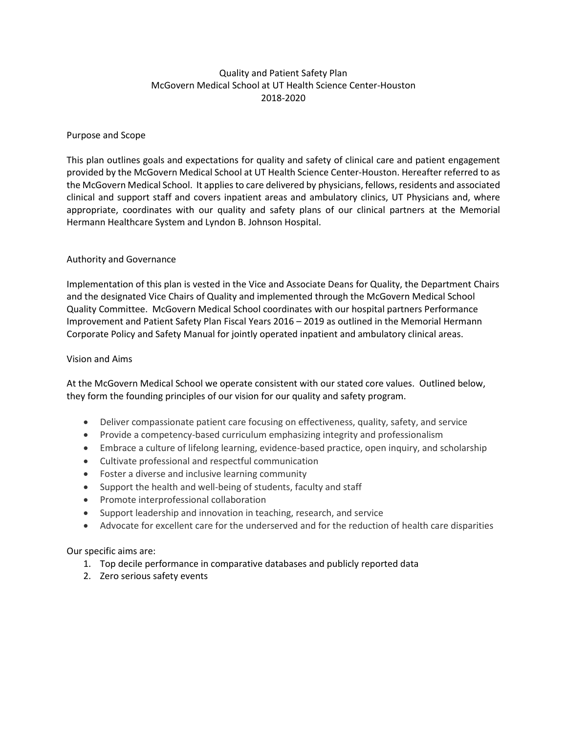# Quality and Patient Safety Plan
# McGovern Medical School at UT Health Science Center-Houston
# 2018-2020

## Purpose and Scope

This plan outlines goals and expectations for quality and safety of clinical care and patient engagement provided by the McGovern Medical School at UT Health Science Center-Houston. Hereafter referred to as the McGovern Medical School. It applies to care delivered by physicians, fellows, residents and associated clinical and support staff and covers inpatient areas and ambulatory clinics, UT Physicians and, where appropriate, coordinates with our quality and safety plans of our clinical partners at the Memorial Hermann Healthcare System and Lyndon B. Johnson Hospital.

## Authority and Governance

Implementation of this plan is vested in the Vice and Associate Deans for Quality, the Department Chairs and the designated Vice Chairs of Quality and implemented through the McGovern Medical School Quality Committee. McGovern Medical School coordinates with our hospital partners Performance Improvement and Patient Safety Plan Fiscal Years 2016 – 2019 as outlined in the Memorial Hermann Corporate Policy and Safety Manual for jointly operated inpatient and ambulatory clinical areas.

## Vision and Aims

At the McGovern Medical School we operate consistent with our stated core values. Outlined below, they form the founding principles of our vision for our quality and safety program.

- Deliver compassionate patient care focusing on effectiveness, quality, safety, and service
- Provide a competency-based curriculum emphasizing integrity and professionalism
- Embrace a culture of lifelong learning, evidence-based practice, open inquiry, and scholarship
- Cultivate professional and respectful communication
- Foster a diverse and inclusive learning community
- Support the health and well-being of students, faculty and staff
- Promote interprofessional collaboration
- Support leadership and innovation in teaching, research, and service
- Advocate for excellent care for the underserved and for the reduction of health care disparities

Our specific aims are:

1. Top decile performance in comparative databases and publicly reported data
2. Zero serious safety events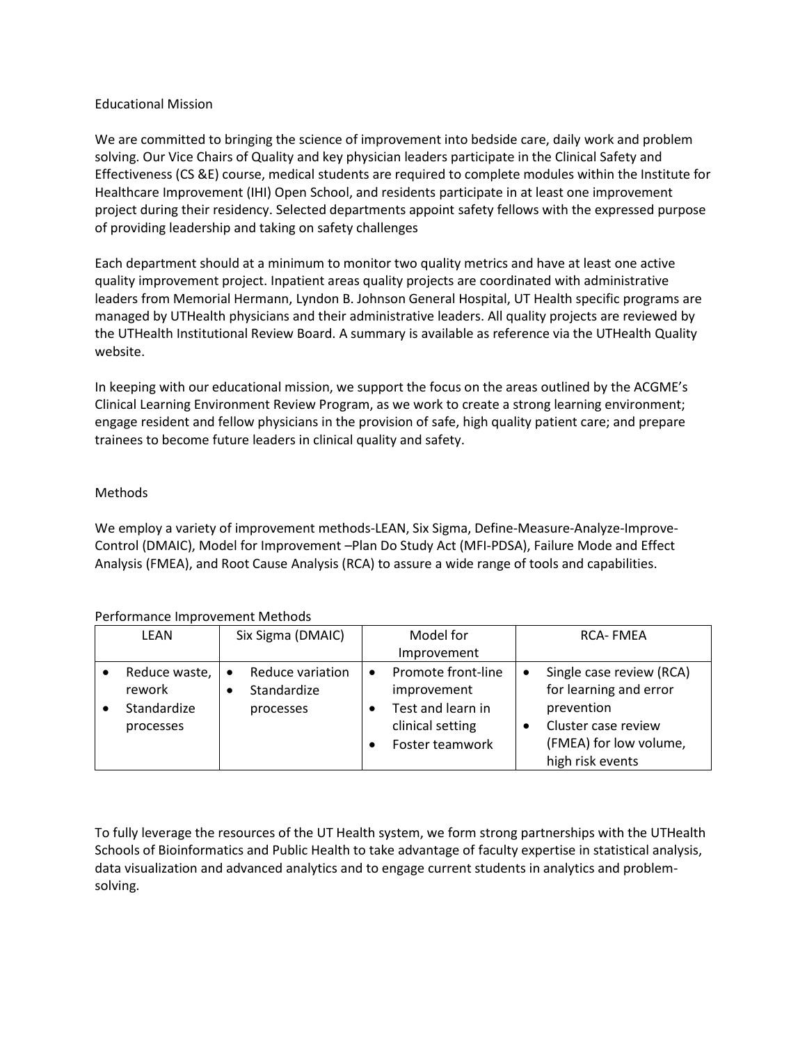## Educational Mission

We are committed to bringing the science of improvement into bedside care, daily work and problem solving. Our Vice Chairs of Quality and key physician leaders participate in the Clinical Safety and Effectiveness (CS &E) course, medical students are required to complete modules within the Institute for Healthcare Improvement (IHI) Open School, and residents participate in at least one improvement project during their residency. Selected departments appoint safety fellows with the expressed purpose of providing leadership and taking on safety challenges

Each department should at a minimum to monitor two quality metrics and have at least one active quality improvement project. Inpatient areas quality projects are coordinated with administrative leaders from Memorial Hermann, Lyndon B. Johnson General Hospital, UT Health specific programs are managed by UTHealth physicians and their administrative leaders. All quality projects are reviewed by the UTHealth Institutional Review Board. A summary is available as reference via the UTHealth Quality website.

In keeping with our educational mission, we support the focus on the areas outlined by the ACGME's Clinical Learning Environment Review Program, as we work to create a strong learning environment; engage resident and fellow physicians in the provision of safe, high quality patient care; and prepare trainees to become future leaders in clinical quality and safety.

## Methods

We employ a variety of improvement methods-LEAN, Six Sigma, Define-Measure-Analyze-Improve-Control (DMAIC), Model for Improvement –Plan Do Study Act (MFI-PDSA), Failure Mode and Effect Analysis (FMEA), and Root Cause Analysis (RCA) to assure a wide range of tools and capabilities.

Performance Improvement Methods

| LEAN | Six Sigma (DMAIC) | Model for Improvement | RCA- FMEA |
|---|---|---|---|
| • Reduce waste, rework<br>• Standardize processes | • Reduce variation<br>• Standardize processes | • Promote front-line improvement<br>• Test and learn in clinical setting<br>• Foster teamwork | • Single case review (RCA) for learning and error prevention<br>• Cluster case review (FMEA) for low volume, high risk events |

To fully leverage the resources of the UT Health system, we form strong partnerships with the UTHealth Schools of Bioinformatics and Public Health to take advantage of faculty expertise in statistical analysis, data visualization and advanced analytics and to engage current students in analytics and problem-solving.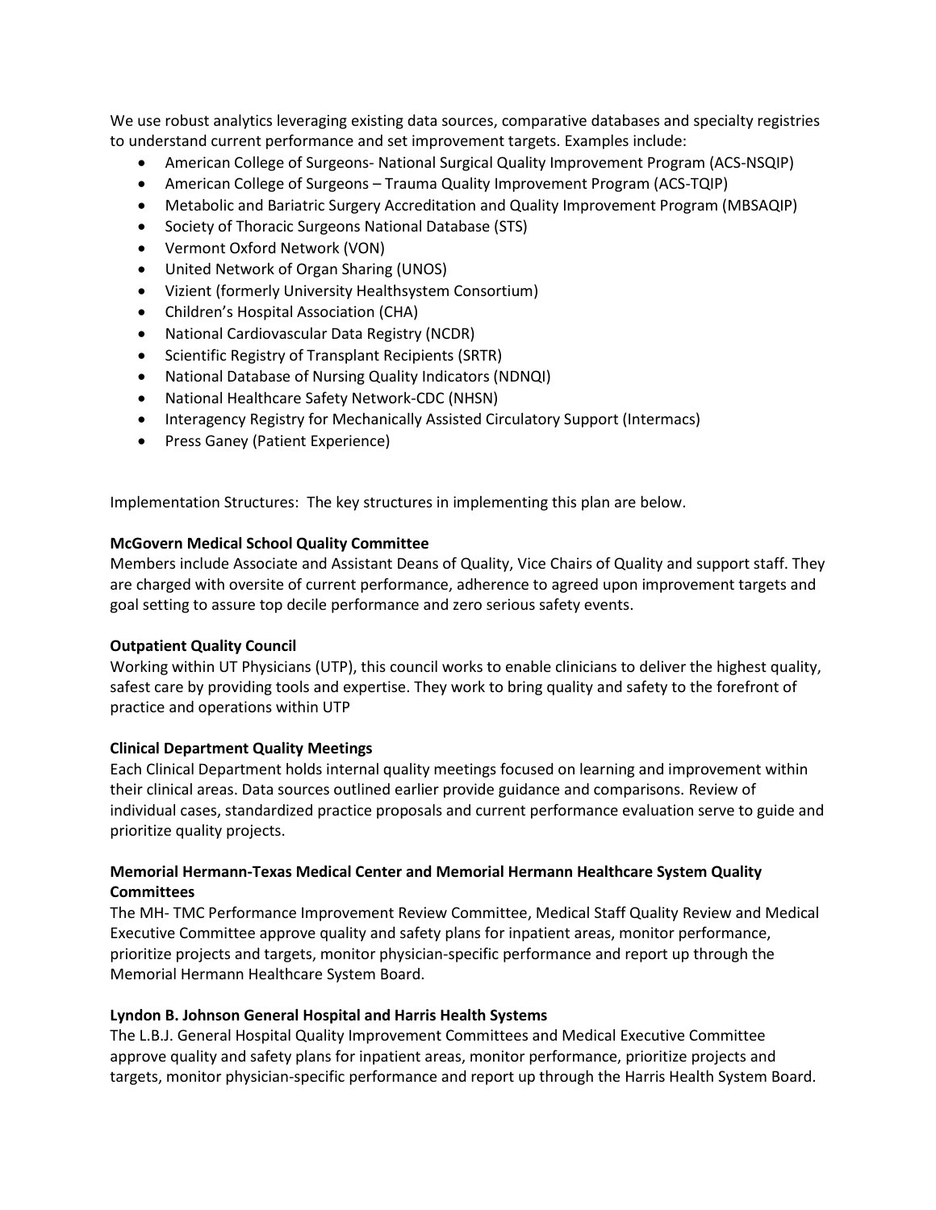We use robust analytics leveraging existing data sources, comparative databases and specialty registries to understand current performance and set improvement targets. Examples include:

- American College of Surgeons- National Surgical Quality Improvement Program (ACS-NSQIP)
- American College of Surgeons – Trauma Quality Improvement Program (ACS-TQIP)
- Metabolic and Bariatric Surgery Accreditation and Quality Improvement Program (MBSAQIP)
- Society of Thoracic Surgeons National Database (STS)
- Vermont Oxford Network (VON)
- United Network of Organ Sharing (UNOS)
- Vizient (formerly University Healthsystem Consortium)
- Children's Hospital Association (CHA)
- National Cardiovascular Data Registry (NCDR)
- Scientific Registry of Transplant Recipients (SRTR)
- National Database of Nursing Quality Indicators (NDNQI)
- National Healthcare Safety Network-CDC (NHSN)
- Interagency Registry for Mechanically Assisted Circulatory Support (Intermacs)
- Press Ganey (Patient Experience)

Implementation Structures: The key structures in implementing this plan are below.

**McGovern Medical School Quality Committee**

Members include Associate and Assistant Deans of Quality, Vice Chairs of Quality and support staff. They are charged with oversite of current performance, adherence to agreed upon improvement targets and goal setting to assure top decile performance and zero serious safety events.

**Outpatient Quality Council**

Working within UT Physicians (UTP), this council works to enable clinicians to deliver the highest quality, safest care by providing tools and expertise. They work to bring quality and safety to the forefront of practice and operations within UTP

**Clinical Department Quality Meetings**

Each Clinical Department holds internal quality meetings focused on learning and improvement within their clinical areas. Data sources outlined earlier provide guidance and comparisons. Review of individual cases, standardized practice proposals and current performance evaluation serve to guide and prioritize quality projects.

**Memorial Hermann-Texas Medical Center and Memorial Hermann Healthcare System Quality Committees**

The MH- TMC Performance Improvement Review Committee, Medical Staff Quality Review and Medical Executive Committee approve quality and safety plans for inpatient areas, monitor performance, prioritize projects and targets, monitor physician-specific performance and report up through the Memorial Hermann Healthcare System Board.

**Lyndon B. Johnson General Hospital and Harris Health Systems**

The L.B.J. General Hospital Quality Improvement Committees and Medical Executive Committee approve quality and safety plans for inpatient areas, monitor performance, prioritize projects and targets, monitor physician-specific performance and report up through the Harris Health System Board.